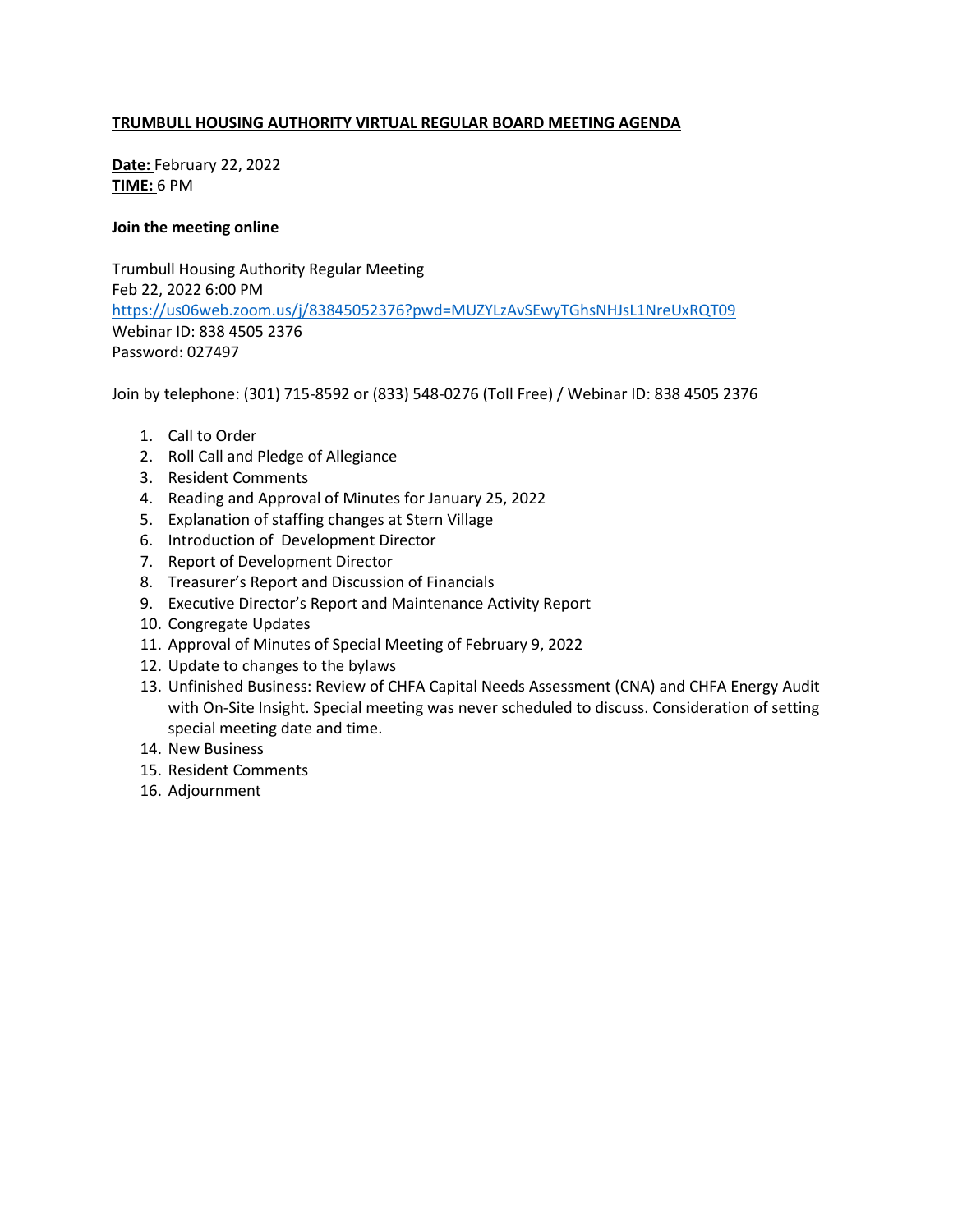# **TRUMBULL HOUSING AUTHORITY VIRTUAL REGULAR BOARD MEETING AGENDA**

**Date:** February 22, 2022
**TIME:** 6 PM

**Join the meeting online**

Trumbull Housing Authority Regular Meeting
Feb 22, 2022 6:00 PM
https://us06web.zoom.us/j/83845052376?pwd=MUZYLzAvSEwyTGhsNHJsL1NreUxRQT09
Webinar ID: 838 4505 2376
Password: 027497

Join by telephone: (301) 715-8592 or (833) 548-0276 (Toll Free) / Webinar ID: 838 4505 2376

1. Call to Order
2. Roll Call and Pledge of Allegiance
3. Resident Comments
4. Reading and Approval of Minutes for January 25, 2022
5. Explanation of staffing changes at Stern Village
6. Introduction of Development Director
7. Report of Development Director
8. Treasurer's Report and Discussion of Financials
9. Executive Director's Report and Maintenance Activity Report
10. Congregate Updates
11. Approval of Minutes of Special Meeting of February 9, 2022
12. Update to changes to the bylaws
13. Unfinished Business: Review of CHFA Capital Needs Assessment (CNA) and CHFA Energy Audit with On-Site Insight. Special meeting was never scheduled to discuss. Consideration of setting special meeting date and time.
14. New Business
15. Resident Comments
16. Adjournment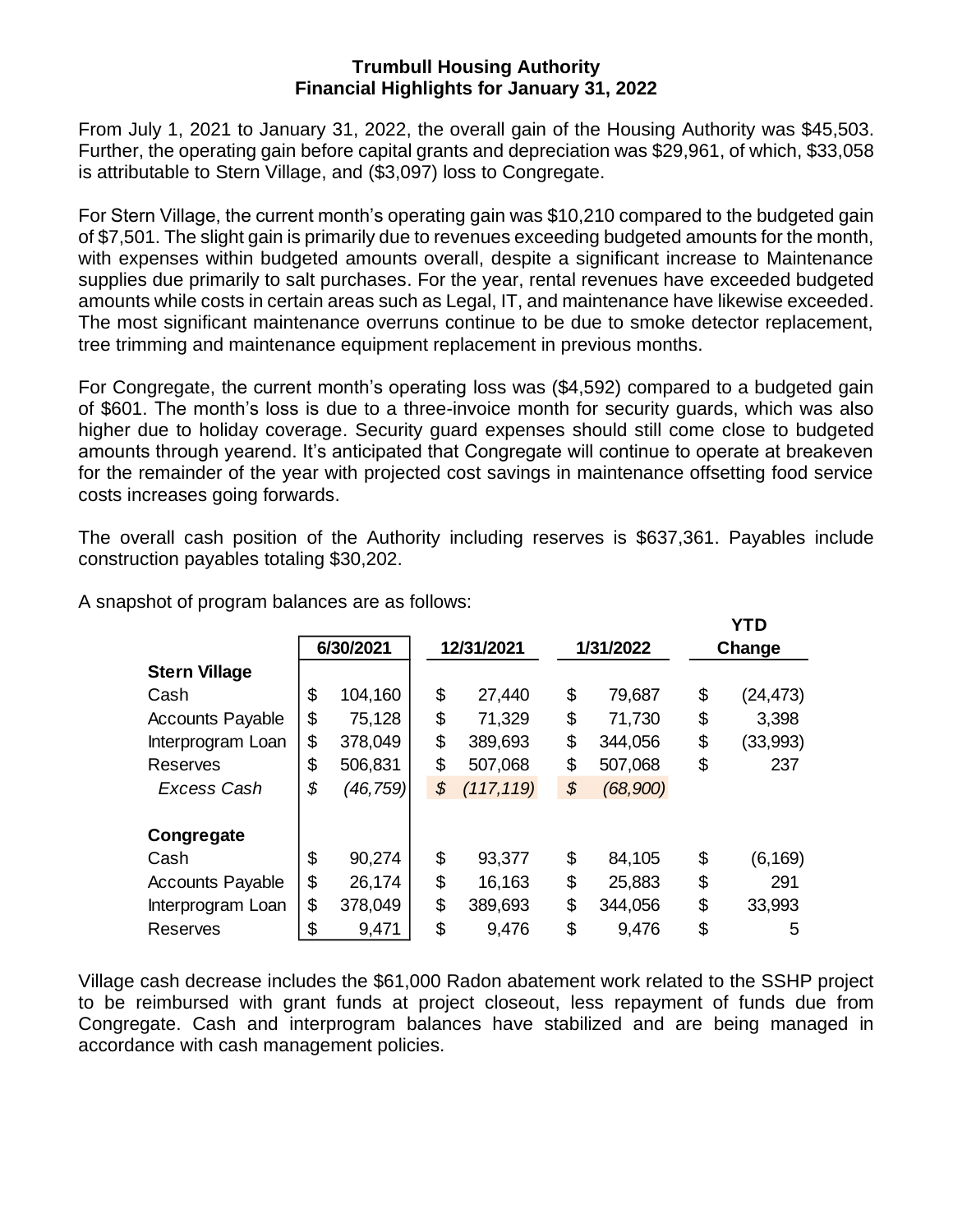**Trumbull Housing Authority**
**Financial Highlights for January 31, 2022**

From July 1, 2021 to January 31, 2022, the overall gain of the Housing Authority was $45,503. Further, the operating gain before capital grants and depreciation was $29,961, of which, $33,058 is attributable to Stern Village, and ($3,097) loss to Congregate.

For Stern Village, the current month's operating gain was $10,210 compared to the budgeted gain of $7,501. The slight gain is primarily due to revenues exceeding budgeted amounts for the month, with expenses within budgeted amounts overall, despite a significant increase to Maintenance supplies due primarily to salt purchases. For the year, rental revenues have exceeded budgeted amounts while costs in certain areas such as Legal, IT, and maintenance have likewise exceeded. The most significant maintenance overruns continue to be due to smoke detector replacement, tree trimming and maintenance equipment replacement in previous months.

For Congregate, the current month's operating loss was ($4,592) compared to a budgeted gain of $601. The month's loss is due to a three-invoice month for security guards, which was also higher due to holiday coverage. Security guard expenses should still come close to budgeted amounts through yearend. It's anticipated that Congregate will continue to operate at breakeven for the remainder of the year with projected cost savings in maintenance offsetting food service costs increases going forwards.

The overall cash position of the Authority including reserves is $637,361. Payables include construction payables totaling $30,202.

A snapshot of program balances are as follows:

| | 6/30/2021 | 12/31/2021 | 1/31/2022 | YTD Change |
|---|---|---|---|---|
| **Stern Village** | | | | |
| Cash | $ 104,160 | $ 27,440 | $ 79,687 | $ (24,473) |
| Accounts Payable | $ 75,128 | $ 71,329 | $ 71,730 | $ 3,398 |
| Interprogram Loan | $ 378,049 | $ 389,693 | $ 344,056 | $ (33,993) |
| Reserves | $ 506,831 | $ 507,068 | $ 507,068 | $ 237 |
| *Excess Cash* | *$ (46,759)* | *$ (117,119)* | *$ (68,900)* | |
| **Congregate** | | | | |
| Cash | $ 90,274 | $ 93,377 | $ 84,105 | $ (6,169) |
| Accounts Payable | $ 26,174 | $ 16,163 | $ 25,883 | $ 291 |
| Interprogram Loan | $ 378,049 | $ 389,693 | $ 344,056 | $ 33,993 |
| Reserves | $ 9,471 | $ 9,476 | $ 9,476 | $ 5 |

Village cash decrease includes the $61,000 Radon abatement work related to the SSHP project to be reimbursed with grant funds at project closeout, less repayment of funds due from Congregate. Cash and interprogram balances have stabilized and are being managed in accordance with cash management policies.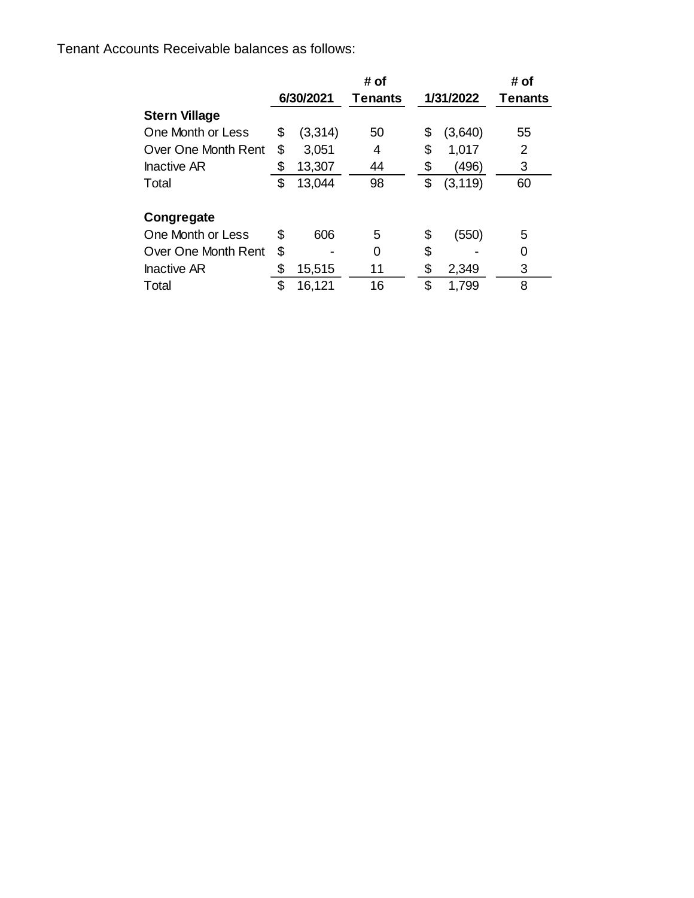Tenant Accounts Receivable balances as follows:

| | 6/30/2021 | # of Tenants | 1/31/2022 | # of Tenants |
|---|---|---|---|---|
| **Stern Village** | | | | |
| One Month or Less | $ (3,314) | 50 | $ (3,640) | 55 |
| Over One Month Rent | $ 3,051 | 4 | $ 1,017 | 2 |
| Inactive AR | $ 13,307 | 44 | $ (496) | 3 |
| Total | $ 13,044 | 98 | $ (3,119) | 60 |
| | | | | |
| **Congregate** | | | | |
| One Month or Less | $ 606 | 5 | $ (550) | 5 |
| Over One Month Rent | $ - | 0 | $ - | 0 |
| Inactive AR | $ 15,515 | 11 | $ 2,349 | 3 |
| Total | $ 16,121 | 16 | $ 1,799 | 8 |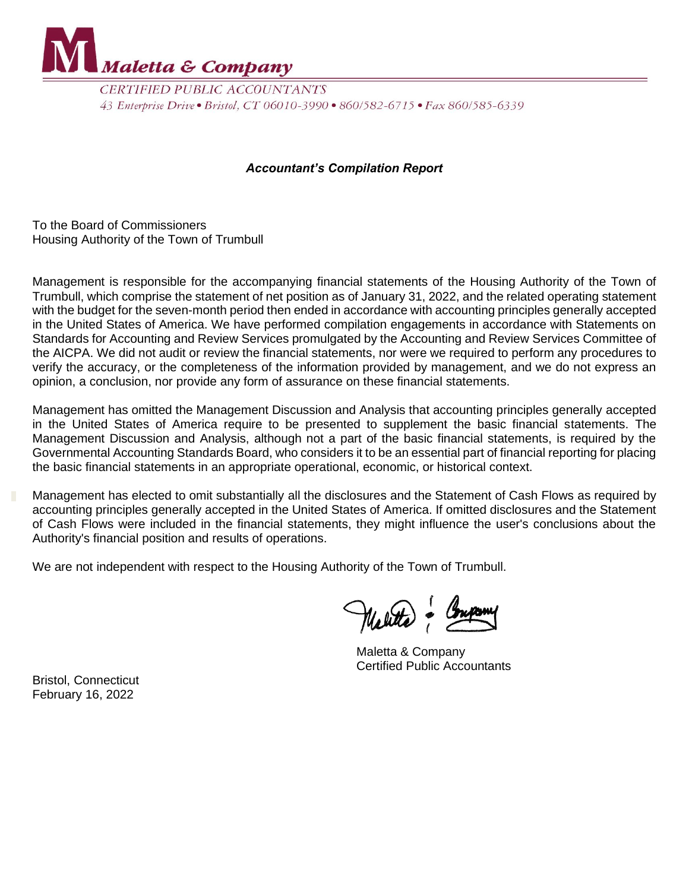# Maletta & Company

CERTIFIED PUBLIC ACCOUNTANTS

*43 Enterprise Drive • Bristol, CT 06010-3990 • 860/582-6715 • Fax 860/585-6339*

***Accountant's Compilation Report***

To the Board of Commissioners
Housing Authority of the Town of Trumbull

Management is responsible for the accompanying financial statements of the Housing Authority of the Town of Trumbull, which comprise the statement of net position as of January 31, 2022, and the related operating statement with the budget for the seven-month period then ended in accordance with accounting principles generally accepted in the United States of America. We have performed compilation engagements in accordance with Statements on Standards for Accounting and Review Services promulgated by the Accounting and Review Services Committee of the AICPA. We did not audit or review the financial statements, nor were we required to perform any procedures to verify the accuracy, or the completeness of the information provided by management, and we do not express an opinion, a conclusion, nor provide any form of assurance on these financial statements.

Management has omitted the Management Discussion and Analysis that accounting principles generally accepted in the United States of America require to be presented to supplement the basic financial statements. The Management Discussion and Analysis, although not a part of the basic financial statements, is required by the Governmental Accounting Standards Board, who considers it to be an essential part of financial reporting for placing the basic financial statements in an appropriate operational, economic, or historical context.

Management has elected to omit substantially all the disclosures and the Statement of Cash Flows as required by accounting principles generally accepted in the United States of America. If omitted disclosures and the Statement of Cash Flows were included in the financial statements, they might influence the user's conclusions about the Authority's financial position and results of operations.

We are not independent with respect to the Housing Authority of the Town of Trumbull.

Maletta & Company
Certified Public Accountants

Bristol, Connecticut
February 16, 2022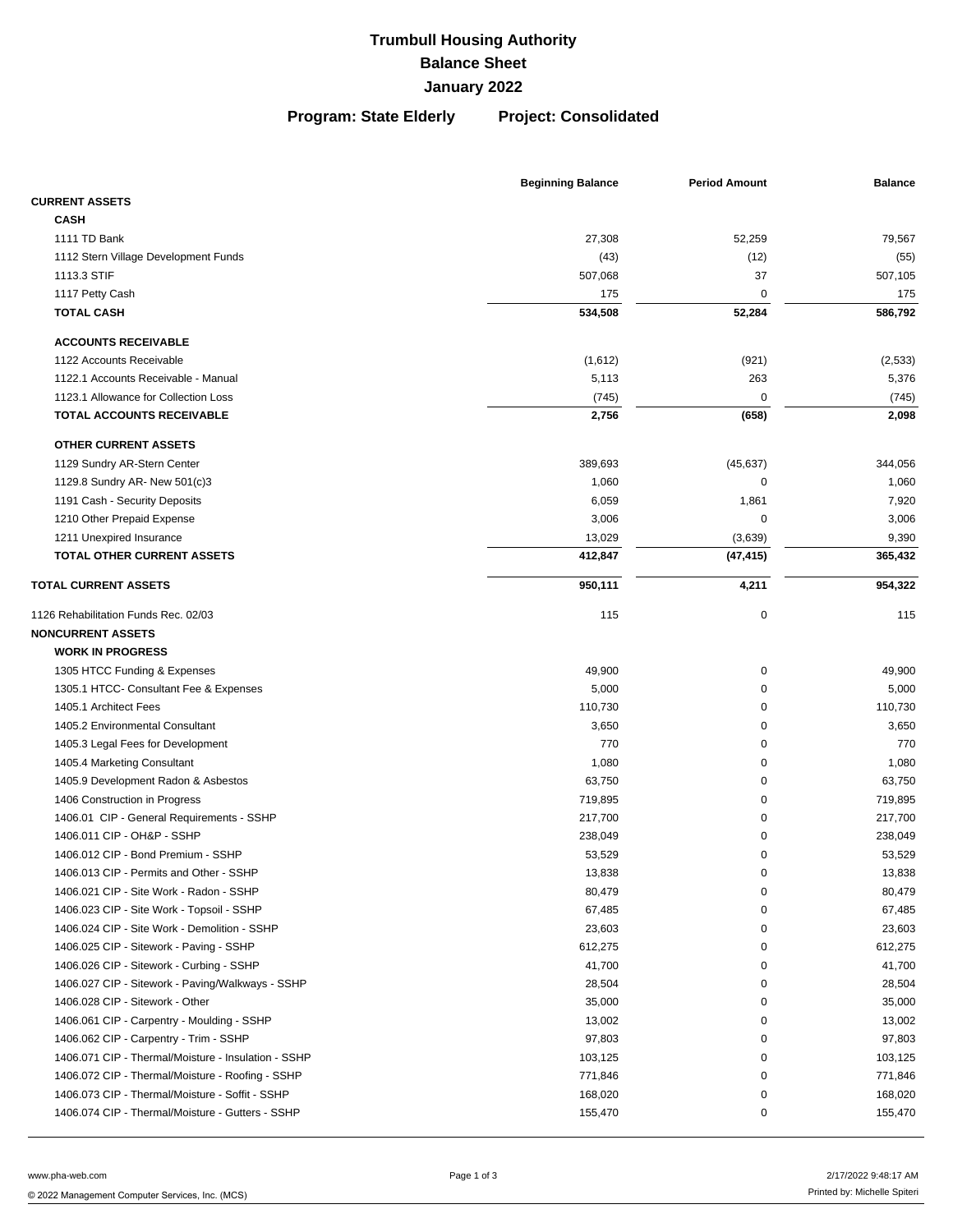# Trumbull Housing Authority
## Balance Sheet
## January 2022

**Program: State Elderly    Project: Consolidated**

| | Beginning Balance | Period Amount | Balance |
|---|---|---|---|
| **CURRENT ASSETS** | | | |
| **CASH** | | | |
| 1111 TD Bank | 27,308 | 52,259 | 79,567 |
| 1112 Stern Village Development Funds | (43) | (12) | (55) |
| 1113.3 STIF | 507,068 | 37 | 507,105 |
| 1117 Petty Cash | 175 | 0 | 175 |
| **TOTAL CASH** | **534,508** | **52,284** | **586,792** |
| **ACCOUNTS RECEIVABLE** | | | |
| 1122 Accounts Receivable | (1,612) | (921) | (2,533) |
| 1122.1 Accounts Receivable - Manual | 5,113 | 263 | 5,376 |
| 1123.1 Allowance for Collection Loss | (745) | 0 | (745) |
| **TOTAL ACCOUNTS RECEIVABLE** | **2,756** | **(658)** | **2,098** |
| **OTHER CURRENT ASSETS** | | | |
| 1129 Sundry AR-Stern Center | 389,693 | (45,637) | 344,056 |
| 1129.8 Sundry AR- New 501(c)3 | 1,060 | 0 | 1,060 |
| 1191 Cash - Security Deposits | 6,059 | 1,861 | 7,920 |
| 1210 Other Prepaid Expense | 3,006 | 0 | 3,006 |
| 1211 Unexpired Insurance | 13,029 | (3,639) | 9,390 |
| **TOTAL OTHER CURRENT ASSETS** | **412,847** | **(47,415)** | **365,432** |
| **TOTAL CURRENT ASSETS** | **950,111** | **4,211** | **954,322** |
| 1126 Rehabilitation Funds Rec. 02/03 | 115 | 0 | 115 |
| **NONCURRENT ASSETS** | | | |
| **WORK IN PROGRESS** | | | |
| 1305 HTCC Funding & Expenses | 49,900 | 0 | 49,900 |
| 1305.1 HTCC- Consultant Fee & Expenses | 5,000 | 0 | 5,000 |
| 1405.1 Architect Fees | 110,730 | 0 | 110,730 |
| 1405.2 Environmental Consultant | 3,650 | 0 | 3,650 |
| 1405.3 Legal Fees for Development | 770 | 0 | 770 |
| 1405.4 Marketing Consultant | 1,080 | 0 | 1,080 |
| 1405.9 Development Radon & Asbestos | 63,750 | 0 | 63,750 |
| 1406 Construction in Progress | 719,895 | 0 | 719,895 |
| 1406.01 CIP - General Requirements - SSHP | 217,700 | 0 | 217,700 |
| 1406.011 CIP - OH&P - SSHP | 238,049 | 0 | 238,049 |
| 1406.012 CIP - Bond Premium - SSHP | 53,529 | 0 | 53,529 |
| 1406.013 CIP - Permits and Other - SSHP | 13,838 | 0 | 13,838 |
| 1406.021 CIP - Site Work - Radon - SSHP | 80,479 | 0 | 80,479 |
| 1406.023 CIP - Site Work - Topsoil - SSHP | 67,485 | 0 | 67,485 |
| 1406.024 CIP - Site Work - Demolition - SSHP | 23,603 | 0 | 23,603 |
| 1406.025 CIP - Sitework - Paving - SSHP | 612,275 | 0 | 612,275 |
| 1406.026 CIP - Sitework - Curbing - SSHP | 41,700 | 0 | 41,700 |
| 1406.027 CIP - Sitework - Paving/Walkways - SSHP | 28,504 | 0 | 28,504 |
| 1406.028 CIP - Sitework - Other | 35,000 | 0 | 35,000 |
| 1406.061 CIP - Carpentry - Moulding - SSHP | 13,002 | 0 | 13,002 |
| 1406.062 CIP - Carpentry - Trim - SSHP | 97,803 | 0 | 97,803 |
| 1406.071 CIP - Thermal/Moisture - Insulation - SSHP | 103,125 | 0 | 103,125 |
| 1406.072 CIP - Thermal/Moisture - Roofing - SSHP | 771,846 | 0 | 771,846 |
| 1406.073 CIP - Thermal/Moisture - Soffit - SSHP | 168,020 | 0 | 168,020 |
| 1406.074 CIP - Thermal/Moisture - Gutters - SSHP | 155,470 | 0 | 155,470 |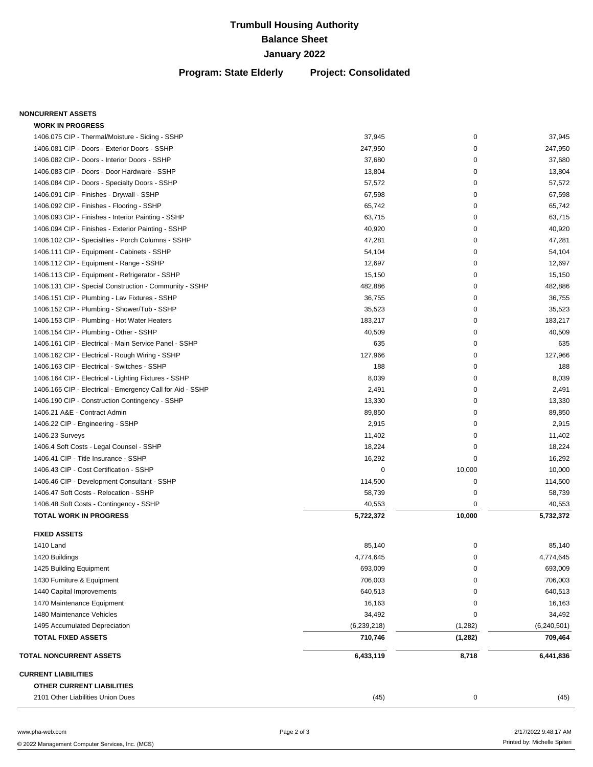# Trumbull Housing Authority
## Balance Sheet
## January 2022

**Program: State Elderly Project: Consolidated**

| | | | |
|---|---:|---:|---:|
| **NONCURRENT ASSETS** | | | |
| **WORK IN PROGRESS** | | | |
| 1406.075 CIP - Thermal/Moisture - Siding - SSHP | 37,945 | 0 | 37,945 |
| 1406.081 CIP - Doors - Exterior Doors - SSHP | 247,950 | 0 | 247,950 |
| 1406.082 CIP - Doors - Interior Doors - SSHP | 37,680 | 0 | 37,680 |
| 1406.083 CIP - Doors - Door Hardware - SSHP | 13,804 | 0 | 13,804 |
| 1406.084 CIP - Doors - Specialty Doors - SSHP | 57,572 | 0 | 57,572 |
| 1406.091 CIP - Finishes - Drywall - SSHP | 67,598 | 0 | 67,598 |
| 1406.092 CIP - Finishes - Flooring - SSHP | 65,742 | 0 | 65,742 |
| 1406.093 CIP - Finishes - Interior Painting - SSHP | 63,715 | 0 | 63,715 |
| 1406.094 CIP - Finishes - Exterior Painting - SSHP | 40,920 | 0 | 40,920 |
| 1406.102 CIP - Specialties - Porch Columns - SSHP | 47,281 | 0 | 47,281 |
| 1406.111 CIP - Equipment - Cabinets - SSHP | 54,104 | 0 | 54,104 |
| 1406.112 CIP - Equipment - Range - SSHP | 12,697 | 0 | 12,697 |
| 1406.113 CIP - Equipment - Refrigerator - SSHP | 15,150 | 0 | 15,150 |
| 1406.131 CIP - Special Construction - Community - SSHP | 482,886 | 0 | 482,886 |
| 1406.151 CIP - Plumbing - Lav Fixtures - SSHP | 36,755 | 0 | 36,755 |
| 1406.152 CIP - Plumbing - Shower/Tub - SSHP | 35,523 | 0 | 35,523 |
| 1406.153 CIP - Plumbing - Hot Water Heaters | 183,217 | 0 | 183,217 |
| 1406.154 CIP - Plumbing - Other - SSHP | 40,509 | 0 | 40,509 |
| 1406.161 CIP - Electrical - Main Service Panel - SSHP | 635 | 0 | 635 |
| 1406.162 CIP - Electrical - Rough Wiring - SSHP | 127,966 | 0 | 127,966 |
| 1406.163 CIP - Electrical - Switches - SSHP | 188 | 0 | 188 |
| 1406.164 CIP - Electrical - Lighting Fixtures - SSHP | 8,039 | 0 | 8,039 |
| 1406.165 CIP - Electrical - Emergency Call for Aid - SSHP | 2,491 | 0 | 2,491 |
| 1406.190 CIP - Construction Contingency - SSHP | 13,330 | 0 | 13,330 |
| 1406.21 A&E - Contract Admin | 89,850 | 0 | 89,850 |
| 1406.22 CIP - Engineering - SSHP | 2,915 | 0 | 2,915 |
| 1406.23 Surveys | 11,402 | 0 | 11,402 |
| 1406.4 Soft Costs - Legal Counsel - SSHP | 18,224 | 0 | 18,224 |
| 1406.41 CIP - Title Insurance - SSHP | 16,292 | 0 | 16,292 |
| 1406.43 CIP - Cost Certification - SSHP | 0 | 10,000 | 10,000 |
| 1406.46 CIP - Development Consultant - SSHP | 114,500 | 0 | 114,500 |
| 1406.47 Soft Costs - Relocation - SSHP | 58,739 | 0 | 58,739 |
| 1406.48 Soft Costs - Contingency - SSHP | 40,553 | 0 | 40,553 |
| **TOTAL WORK IN PROGRESS** | **5,722,372** | **10,000** | **5,732,372** |
| **FIXED ASSETS** | | | |
| 1410 Land | 85,140 | 0 | 85,140 |
| 1420 Buildings | 4,774,645 | 0 | 4,774,645 |
| 1425 Building Equipment | 693,009 | 0 | 693,009 |
| 1430 Furniture & Equipment | 706,003 | 0 | 706,003 |
| 1440 Capital Improvements | 640,513 | 0 | 640,513 |
| 1470 Maintenance Equipment | 16,163 | 0 | 16,163 |
| 1480 Maintenance Vehicles | 34,492 | 0 | 34,492 |
| 1495 Accumulated Depreciation | (6,239,218) | (1,282) | (6,240,501) |
| **TOTAL FIXED ASSETS** | **710,746** | **(1,282)** | **709,464** |
| **TOTAL NONCURRENT ASSETS** | **6,433,119** | **8,718** | **6,441,836** |
| **CURRENT LIABILITIES** | | | |
| **OTHER CURRENT LIABILITIES** | | | |
| 2101 Other Liabilities Union Dues | (45) | 0 | (45) |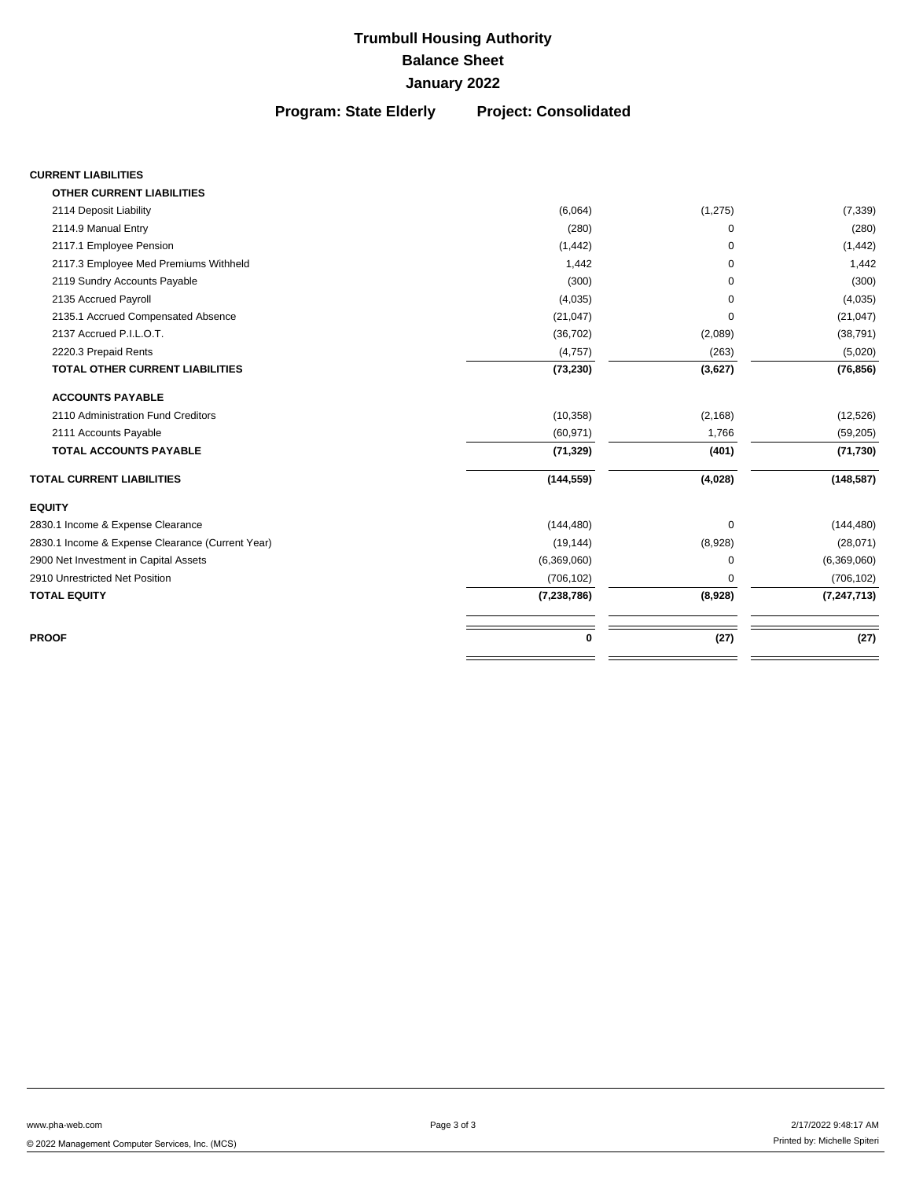# Trumbull Housing Authority

## Balance Sheet

## January 2022

**Program: State Elderly** **Project: Consolidated**

| | | | |
|---|---|---|---|
| **CURRENT LIABILITIES** | | | |
| **OTHER CURRENT LIABILITIES** | | | |
| 2114 Deposit Liability | (6,064) | (1,275) | (7,339) |
| 2114.9 Manual Entry | (280) | 0 | (280) |
| 2117.1 Employee Pension | (1,442) | 0 | (1,442) |
| 2117.3 Employee Med Premiums Withheld | 1,442 | 0 | 1,442 |
| 2119 Sundry Accounts Payable | (300) | 0 | (300) |
| 2135 Accrued Payroll | (4,035) | 0 | (4,035) |
| 2135.1 Accrued Compensated Absence | (21,047) | 0 | (21,047) |
| 2137 Accrued P.I.L.O.T. | (36,702) | (2,089) | (38,791) |
| 2220.3 Prepaid Rents | (4,757) | (263) | (5,020) |
| **TOTAL OTHER CURRENT LIABILITIES** | **(73,230)** | **(3,627)** | **(76,856)** |
| **ACCOUNTS PAYABLE** | | | |
| 2110 Administration Fund Creditors | (10,358) | (2,168) | (12,526) |
| 2111 Accounts Payable | (60,971) | 1,766 | (59,205) |
| **TOTAL ACCOUNTS PAYABLE** | **(71,329)** | **(401)** | **(71,730)** |
| **TOTAL CURRENT LIABILITIES** | **(144,559)** | **(4,028)** | **(148,587)** |
| **EQUITY** | | | |
| 2830.1 Income & Expense Clearance | (144,480) | 0 | (144,480) |
| 2830.1 Income & Expense Clearance (Current Year) | (19,144) | (8,928) | (28,071) |
| 2900 Net Investment in Capital Assets | (6,369,060) | 0 | (6,369,060) |
| 2910 Unrestricted Net Position | (706,102) | 0 | (706,102) |
| **TOTAL EQUITY** | **(7,238,786)** | **(8,928)** | **(7,247,713)** |
| **PROOF** | **0** | **(27)** | **(27)** |

www.pha-web.com

© 2022 Management Computer Services, Inc. (MCS)

2/17/2022 9:48:17 AM

Printed by: Michelle Spiteri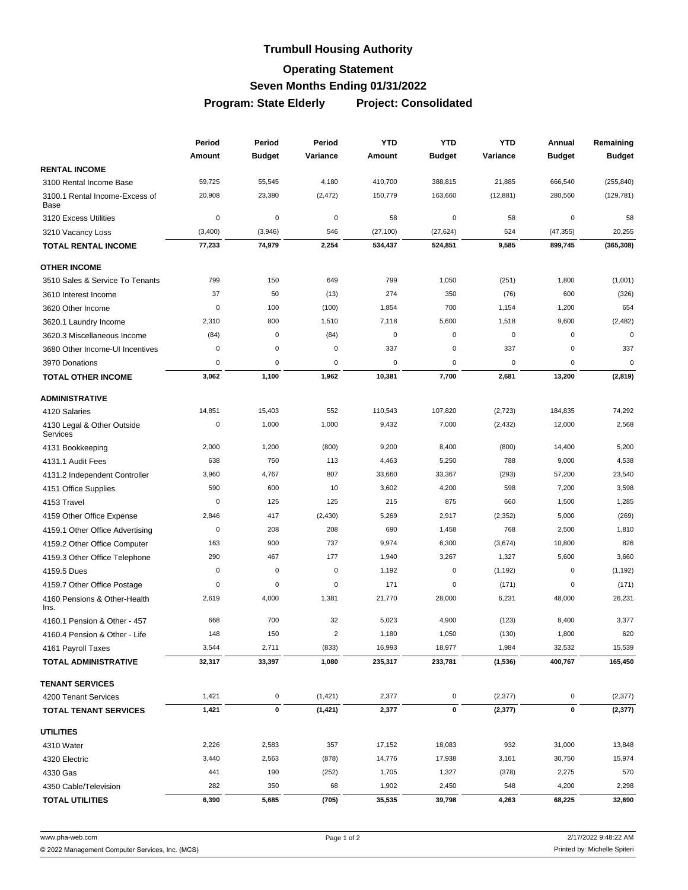# Trumbull Housing Authority

## Operating Statement

## Seven Months Ending 01/31/2022

## Program: State Elderly Project: Consolidated

| | Period Amount | Period Budget | Period Variance | YTD Amount | YTD Budget | YTD Variance | Annual Budget | Remaining Budget |
|---|---|---|---|---|---|---|---|---|
| **RENTAL INCOME** | | | | | | | | |
| 3100 Rental Income Base | 59,725 | 55,545 | 4,180 | 410,700 | 388,815 | 21,885 | 666,540 | (255,840) |
| 3100.1 Rental Income-Excess of Base | 20,908 | 23,380 | (2,472) | 150,779 | 163,660 | (12,881) | 280,560 | (129,781) |
| 3120 Excess Utilities | 0 | 0 | 0 | 58 | 0 | 58 | 0 | 58 |
| 3210 Vacancy Loss | (3,400) | (3,946) | 546 | (27,100) | (27,624) | 524 | (47,355) | 20,255 |
| **TOTAL RENTAL INCOME** | **77,233** | **74,979** | **2,254** | **534,437** | **524,851** | **9,585** | **899,745** | **(365,308)** |
| **OTHER INCOME** | | | | | | | | |
| 3510 Sales & Service To Tenants | 799 | 150 | 649 | 799 | 1,050 | (251) | 1,800 | (1,001) |
| 3610 Interest Income | 37 | 50 | (13) | 274 | 350 | (76) | 600 | (326) |
| 3620 Other Income | 0 | 100 | (100) | 1,854 | 700 | 1,154 | 1,200 | 654 |
| 3620.1 Laundry Income | 2,310 | 800 | 1,510 | 7,118 | 5,600 | 1,518 | 9,600 | (2,482) |
| 3620.3 Miscellaneous Income | (84) | 0 | (84) | 0 | 0 | 0 | 0 | 0 |
| 3680 Other Income-UI Incentives | 0 | 0 | 0 | 337 | 0 | 337 | 0 | 337 |
| 3970 Donations | 0 | 0 | 0 | 0 | 0 | 0 | 0 | 0 |
| **TOTAL OTHER INCOME** | **3,062** | **1,100** | **1,962** | **10,381** | **7,700** | **2,681** | **13,200** | **(2,819)** |
| **ADMINISTRATIVE** | | | | | | | | |
| 4120 Salaries | 14,851 | 15,403 | 552 | 110,543 | 107,820 | (2,723) | 184,835 | 74,292 |
| 4130 Legal & Other Outside Services | 0 | 1,000 | 1,000 | 9,432 | 7,000 | (2,432) | 12,000 | 2,568 |
| 4131 Bookkeeping | 2,000 | 1,200 | (800) | 9,200 | 8,400 | (800) | 14,400 | 5,200 |
| 4131.1 Audit Fees | 638 | 750 | 113 | 4,463 | 5,250 | 788 | 9,000 | 4,538 |
| 4131.2 Independent Controller | 3,960 | 4,767 | 807 | 33,660 | 33,367 | (293) | 57,200 | 23,540 |
| 4151 Office Supplies | 590 | 600 | 10 | 3,602 | 4,200 | 598 | 7,200 | 3,598 |
| 4153 Travel | 0 | 125 | 125 | 215 | 875 | 660 | 1,500 | 1,285 |
| 4159 Other Office Expense | 2,846 | 417 | (2,430) | 5,269 | 2,917 | (2,352) | 5,000 | (269) |
| 4159.1 Other Office Advertising | 0 | 208 | 208 | 690 | 1,458 | 768 | 2,500 | 1,810 |
| 4159.2 Other Office Computer | 163 | 900 | 737 | 9,974 | 6,300 | (3,674) | 10,800 | 826 |
| 4159.3 Other Office Telephone | 290 | 467 | 177 | 1,940 | 3,267 | 1,327 | 5,600 | 3,660 |
| 4159.5 Dues | 0 | 0 | 0 | 1,192 | 0 | (1,192) | 0 | (1,192) |
| 4159.7 Other Office Postage | 0 | 0 | 0 | 171 | 0 | (171) | 0 | (171) |
| 4160 Pensions & Other-Health Ins. | 2,619 | 4,000 | 1,381 | 21,770 | 28,000 | 6,231 | 48,000 | 26,231 |
| 4160.1 Pension & Other - 457 | 668 | 700 | 32 | 5,023 | 4,900 | (123) | 8,400 | 3,377 |
| 4160.4 Pension & Other - Life | 148 | 150 | 2 | 1,180 | 1,050 | (130) | 1,800 | 620 |
| 4161 Payroll Taxes | 3,544 | 2,711 | (833) | 16,993 | 18,977 | 1,984 | 32,532 | 15,539 |
| **TOTAL ADMINISTRATIVE** | **32,317** | **33,397** | **1,080** | **235,317** | **233,781** | **(1,536)** | **400,767** | **165,450** |
| **TENANT SERVICES** | | | | | | | | |
| 4200 Tenant Services | 1,421 | 0 | (1,421) | 2,377 | 0 | (2,377) | 0 | (2,377) |
| **TOTAL TENANT SERVICES** | **1,421** | **0** | **(1,421)** | **2,377** | **0** | **(2,377)** | **0** | **(2,377)** |
| **UTILITIES** | | | | | | | | |
| 4310 Water | 2,226 | 2,583 | 357 | 17,152 | 18,083 | 932 | 31,000 | 13,848 |
| 4320 Electric | 3,440 | 2,563 | (878) | 14,776 | 17,938 | 3,161 | 30,750 | 15,974 |
| 4330 Gas | 441 | 190 | (252) | 1,705 | 1,327 | (378) | 2,275 | 570 |
| 4350 Cable/Television | 282 | 350 | 68 | 1,902 | 2,450 | 548 | 4,200 | 2,298 |
| **TOTAL UTILITIES** | **6,390** | **5,685** | **(705)** | **35,535** | **39,798** | **4,263** | **68,225** | **32,690** |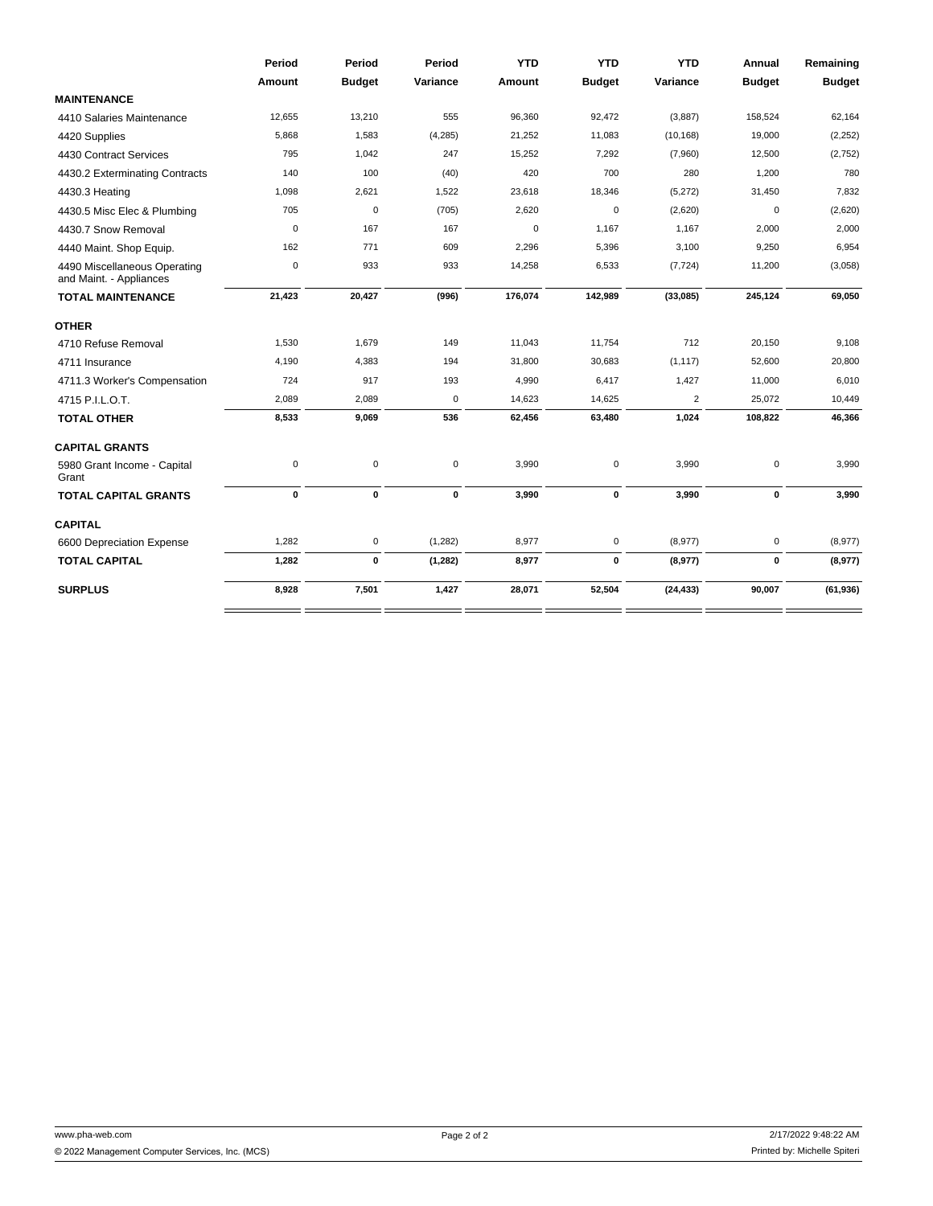| | Period Amount | Period Budget | Period Variance | YTD Amount | YTD Budget | YTD Variance | Annual Budget | Remaining Budget |
|---|---|---|---|---|---|---|---|---|
| **MAINTENANCE** | | | | | | | | |
| 4410 Salaries Maintenance | 12,655 | 13,210 | 555 | 96,360 | 92,472 | (3,887) | 158,524 | 62,164 |
| 4420 Supplies | 5,868 | 1,583 | (4,285) | 21,252 | 11,083 | (10,168) | 19,000 | (2,252) |
| 4430 Contract Services | 795 | 1,042 | 247 | 15,252 | 7,292 | (7,960) | 12,500 | (2,752) |
| 4430.2 Exterminating Contracts | 140 | 100 | (40) | 420 | 700 | 280 | 1,200 | 780 |
| 4430.3 Heating | 1,098 | 2,621 | 1,522 | 23,618 | 18,346 | (5,272) | 31,450 | 7,832 |
| 4430.5 Misc Elec & Plumbing | 705 | 0 | (705) | 2,620 | 0 | (2,620) | 0 | (2,620) |
| 4430.7 Snow Removal | 0 | 167 | 167 | 0 | 1,167 | 1,167 | 2,000 | 2,000 |
| 4440 Maint. Shop Equip. | 162 | 771 | 609 | 2,296 | 5,396 | 3,100 | 9,250 | 6,954 |
| 4490 Miscellaneous Operating and Maint. - Appliances | 0 | 933 | 933 | 14,258 | 6,533 | (7,724) | 11,200 | (3,058) |
| **TOTAL MAINTENANCE** | **21,423** | **20,427** | **(996)** | **176,074** | **142,989** | **(33,085)** | **245,124** | **69,050** |
| **OTHER** | | | | | | | | |
| 4710 Refuse Removal | 1,530 | 1,679 | 149 | 11,043 | 11,754 | 712 | 20,150 | 9,108 |
| 4711 Insurance | 4,190 | 4,383 | 194 | 31,800 | 30,683 | (1,117) | 52,600 | 20,800 |
| 4711.3 Worker's Compensation | 724 | 917 | 193 | 4,990 | 6,417 | 1,427 | 11,000 | 6,010 |
| 4715 P.I.L.O.T. | 2,089 | 2,089 | 0 | 14,623 | 14,625 | 2 | 25,072 | 10,449 |
| **TOTAL OTHER** | **8,533** | **9,069** | **536** | **62,456** | **63,480** | **1,024** | **108,822** | **46,366** |
| **CAPITAL GRANTS** | | | | | | | | |
| 5980 Grant Income - Capital Grant | 0 | 0 | 0 | 3,990 | 0 | 3,990 | 0 | 3,990 |
| **TOTAL CAPITAL GRANTS** | **0** | **0** | **0** | **3,990** | **0** | **3,990** | **0** | **3,990** |
| **CAPITAL** | | | | | | | | |
| 6600 Depreciation Expense | 1,282 | 0 | (1,282) | 8,977 | 0 | (8,977) | 0 | (8,977) |
| **TOTAL CAPITAL** | **1,282** | **0** | **(1,282)** | **8,977** | **0** | **(8,977)** | **0** | **(8,977)** |
| **SURPLUS** | **8,928** | **7,501** | **1,427** | **28,071** | **52,504** | **(24,433)** | **90,007** | **(61,936)** |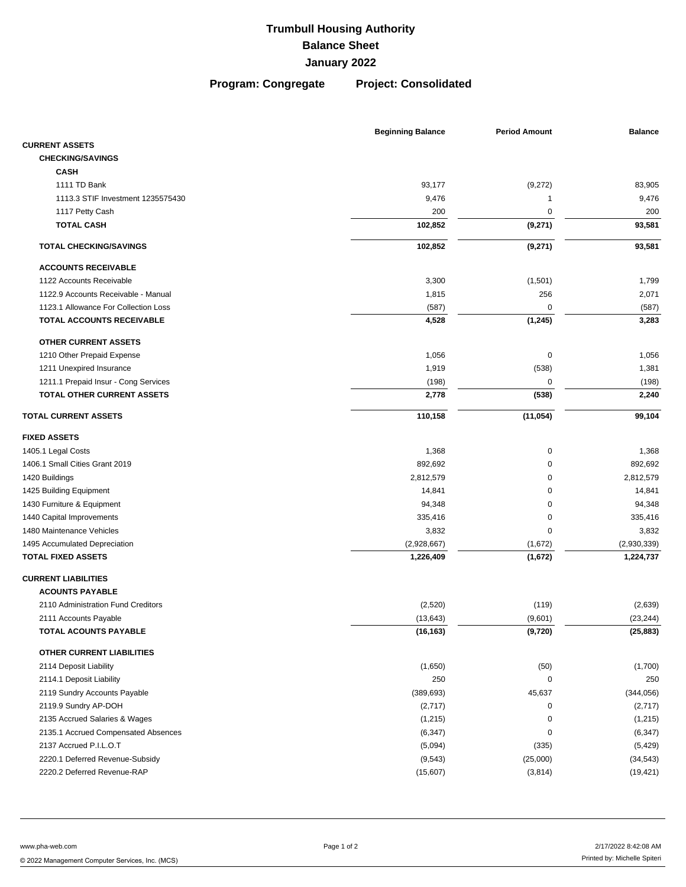# Trumbull Housing Authority
## Balance Sheet
## January 2022

**Program: Congregate** **Project: Consolidated**

| | Beginning Balance | Period Amount | Balance |
|---|---|---|---|
| **CURRENT ASSETS** | | | |
| **CHECKING/SAVINGS** | | | |
| **CASH** | | | |
| 1111 TD Bank | 93,177 | (9,272) | 83,905 |
| 1113.3 STIF Investment 1235575430 | 9,476 | 1 | 9,476 |
| 1117 Petty Cash | 200 | 0 | 200 |
| **TOTAL CASH** | **102,852** | **(9,271)** | **93,581** |
| **TOTAL CHECKING/SAVINGS** | **102,852** | **(9,271)** | **93,581** |
| **ACCOUNTS RECEIVABLE** | | | |
| 1122 Accounts Receivable | 3,300 | (1,501) | 1,799 |
| 1122.9 Accounts Receivable - Manual | 1,815 | 256 | 2,071 |
| 1123.1 Allowance For Collection Loss | (587) | 0 | (587) |
| **TOTAL ACCOUNTS RECEIVABLE** | **4,528** | **(1,245)** | **3,283** |
| **OTHER CURRENT ASSETS** | | | |
| 1210 Other Prepaid Expense | 1,056 | 0 | 1,056 |
| 1211 Unexpired Insurance | 1,919 | (538) | 1,381 |
| 1211.1 Prepaid Insur - Cong Services | (198) | 0 | (198) |
| **TOTAL OTHER CURRENT ASSETS** | **2,778** | **(538)** | **2,240** |
| **TOTAL CURRENT ASSETS** | **110,158** | **(11,054)** | **99,104** |
| **FIXED ASSETS** | | | |
| 1405.1 Legal Costs | 1,368 | 0 | 1,368 |
| 1406.1 Small Cities Grant 2019 | 892,692 | 0 | 892,692 |
| 1420 Buildings | 2,812,579 | 0 | 2,812,579 |
| 1425 Building Equipment | 14,841 | 0 | 14,841 |
| 1430 Furniture & Equipment | 94,348 | 0 | 94,348 |
| 1440 Capital Improvements | 335,416 | 0 | 335,416 |
| 1480 Maintenance Vehicles | 3,832 | 0 | 3,832 |
| 1495 Accumulated Depreciation | (2,928,667) | (1,672) | (2,930,339) |
| **TOTAL FIXED ASSETS** | **1,226,409** | **(1,672)** | **1,224,737** |
| **CURRENT LIABILITIES** | | | |
| **ACOUNTS PAYABLE** | | | |
| 2110 Administration Fund Creditors | (2,520) | (119) | (2,639) |
| 2111 Accounts Payable | (13,643) | (9,601) | (23,244) |
| **TOTAL ACOUNTS PAYABLE** | **(16,163)** | **(9,720)** | **(25,883)** |
| **OTHER CURRENT LIABILITIES** | | | |
| 2114 Deposit Liability | (1,650) | (50) | (1,700) |
| 2114.1 Deposit Liability | 250 | 0 | 250 |
| 2119 Sundry Accounts Payable | (389,693) | 45,637 | (344,056) |
| 2119.9 Sundry AP-DOH | (2,717) | 0 | (2,717) |
| 2135 Accrued Salaries & Wages | (1,215) | 0 | (1,215) |
| 2135.1 Accrued Compensated Absences | (6,347) | 0 | (6,347) |
| 2137 Accrued P.I.L.O.T | (5,094) | (335) | (5,429) |
| 2220.1 Deferred Revenue-Subsidy | (9,543) | (25,000) | (34,543) |
| 2220.2 Deferred Revenue-RAP | (15,607) | (3,814) | (19,421) |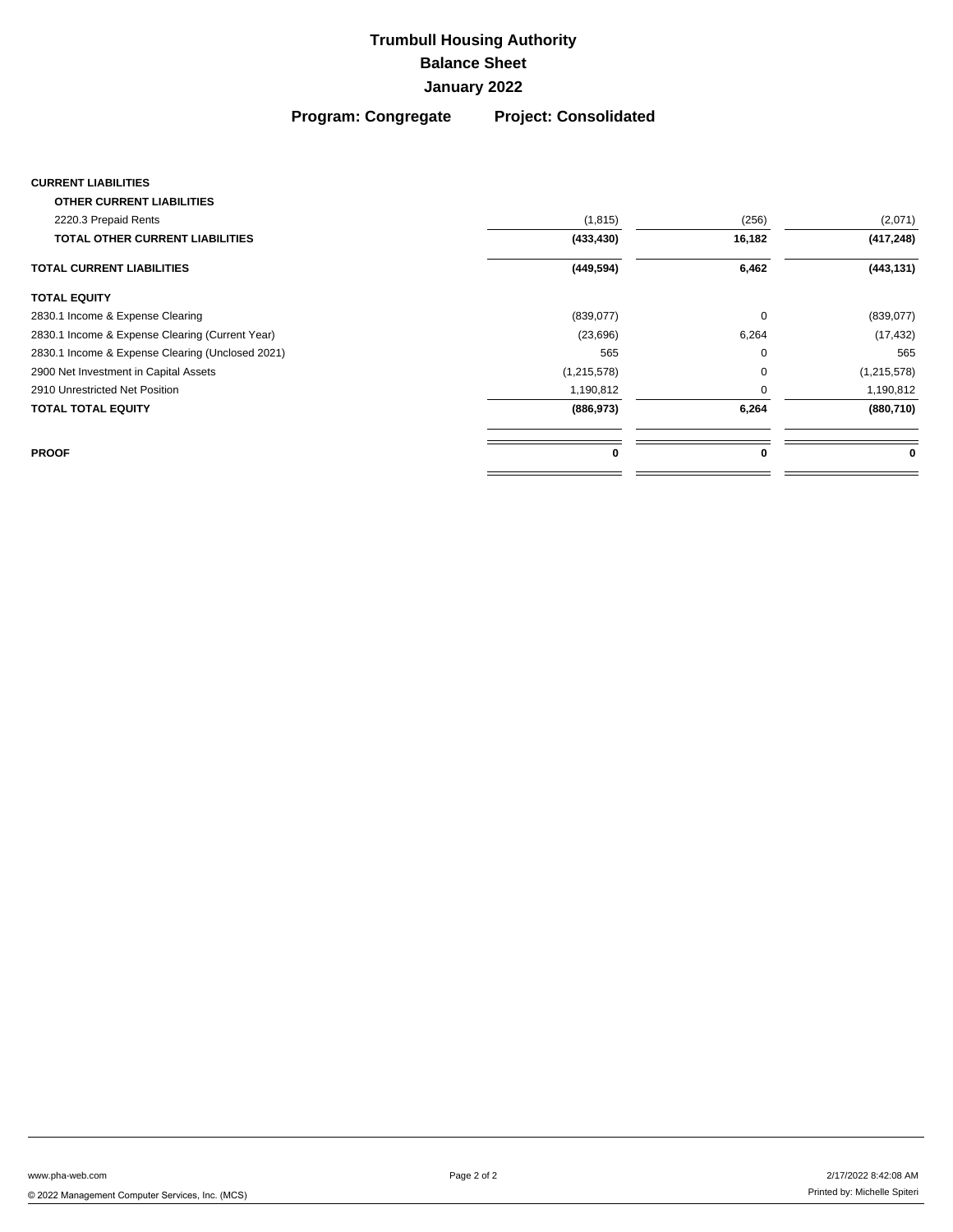# Trumbull Housing Authority

## Balance Sheet

## January 2022

**Program: Congregate** **Project: Consolidated**

| | | | |
|---|---|---|---|
| **CURRENT LIABILITIES** | | | |
| **OTHER CURRENT LIABILITIES** | | | |
| 2220.3 Prepaid Rents | (1,815) | (256) | (2,071) |
| **TOTAL OTHER CURRENT LIABILITIES** | **(433,430)** | **16,182** | **(417,248)** |
| **TOTAL CURRENT LIABILITIES** | **(449,594)** | **6,462** | **(443,131)** |
| **TOTAL EQUITY** | | | |
| 2830.1 Income & Expense Clearing | (839,077) | 0 | (839,077) |
| 2830.1 Income & Expense Clearing (Current Year) | (23,696) | 6,264 | (17,432) |
| 2830.1 Income & Expense Clearing (Unclosed 2021) | 565 | 0 | 565 |
| 2900 Net Investment in Capital Assets | (1,215,578) | 0 | (1,215,578) |
| 2910 Unrestricted Net Position | 1,190,812 | 0 | 1,190,812 |
| **TOTAL TOTAL EQUITY** | **(886,973)** | **6,264** | **(880,710)** |
| **PROOF** | **0** | **0** | **0** |

www.pha-web.com

© 2022 Management Computer Services, Inc. (MCS)

2/17/2022 8:42:08 AM

Printed by: Michelle Spiteri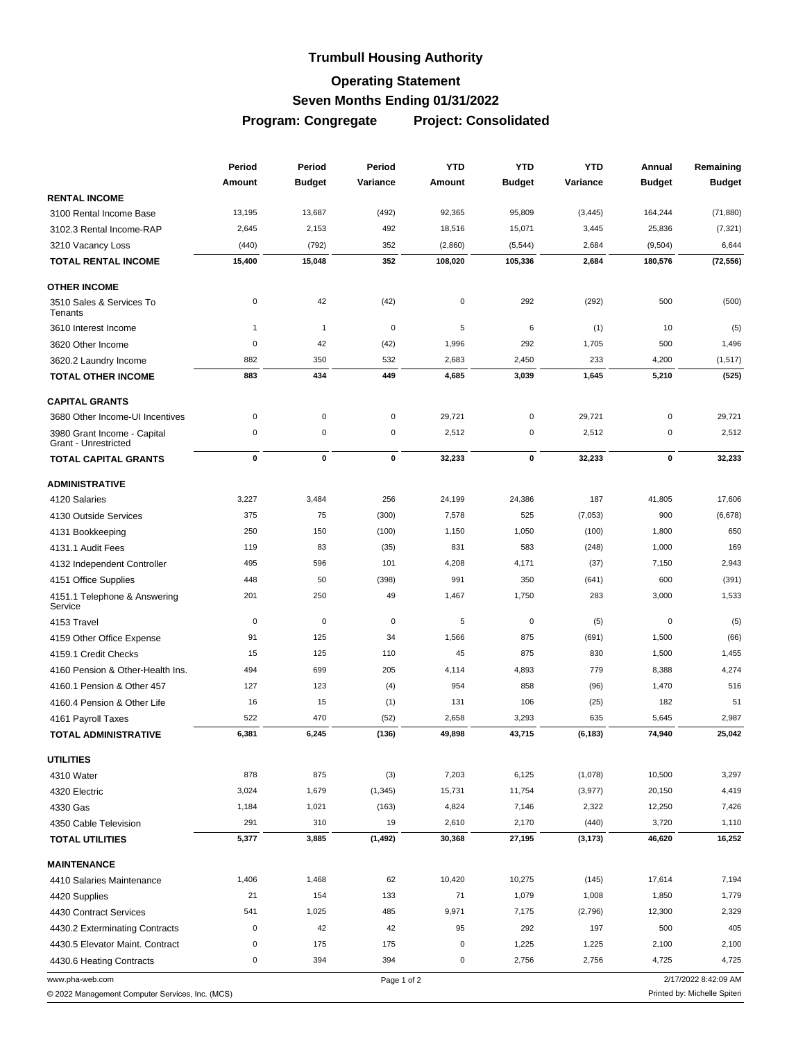## Trumbull Housing Authority

### Operating Statement

### Seven Months Ending 01/31/2022

### Program: Congregate Project: Consolidated

| | Period Amount | Period Budget | Period Variance | YTD Amount | YTD Budget | YTD Variance | Annual Budget | Remaining Budget |
|---|---|---|---|---|---|---|---|---|
| **RENTAL INCOME** | | | | | | | | |
| 3100 Rental Income Base | 13,195 | 13,687 | (492) | 92,365 | 95,809 | (3,445) | 164,244 | (71,880) |
| 3102.3 Rental Income-RAP | 2,645 | 2,153 | 492 | 18,516 | 15,071 | 3,445 | 25,836 | (7,321) |
| 3210 Vacancy Loss | (440) | (792) | 352 | (2,860) | (5,544) | 2,684 | (9,504) | 6,644 |
| **TOTAL RENTAL INCOME** | **15,400** | **15,048** | **352** | **108,020** | **105,336** | **2,684** | **180,576** | **(72,556)** |
| **OTHER INCOME** | | | | | | | | |
| 3510 Sales & Services To Tenants | 0 | 42 | (42) | 0 | 292 | (292) | 500 | (500) |
| 3610 Interest Income | 1 | 1 | 0 | 5 | 6 | (1) | 10 | (5) |
| 3620 Other Income | 0 | 42 | (42) | 1,996 | 292 | 1,705 | 500 | 1,496 |
| 3620.2 Laundry Income | 882 | 350 | 532 | 2,683 | 2,450 | 233 | 4,200 | (1,517) |
| **TOTAL OTHER INCOME** | **883** | **434** | **449** | **4,685** | **3,039** | **1,645** | **5,210** | **(525)** |
| **CAPITAL GRANTS** | | | | | | | | |
| 3680 Other Income-UI Incentives | 0 | 0 | 0 | 29,721 | 0 | 29,721 | 0 | 29,721 |
| 3980 Grant Income - Capital Grant - Unrestricted | 0 | 0 | 0 | 2,512 | 0 | 2,512 | 0 | 2,512 |
| **TOTAL CAPITAL GRANTS** | **0** | **0** | **0** | **32,233** | **0** | **32,233** | **0** | **32,233** |
| **ADMINISTRATIVE** | | | | | | | | |
| 4120 Salaries | 3,227 | 3,484 | 256 | 24,199 | 24,386 | 187 | 41,805 | 17,606 |
| 4130 Outside Services | 375 | 75 | (300) | 7,578 | 525 | (7,053) | 900 | (6,678) |
| 4131 Bookkeeping | 250 | 150 | (100) | 1,150 | 1,050 | (100) | 1,800 | 650 |
| 4131.1 Audit Fees | 119 | 83 | (35) | 831 | 583 | (248) | 1,000 | 169 |
| 4132 Independent Controller | 495 | 596 | 101 | 4,208 | 4,171 | (37) | 7,150 | 2,943 |
| 4151 Office Supplies | 448 | 50 | (398) | 991 | 350 | (641) | 600 | (391) |
| 4151.1 Telephone & Answering Service | 201 | 250 | 49 | 1,467 | 1,750 | 283 | 3,000 | 1,533 |
| 4153 Travel | 0 | 0 | 0 | 5 | 0 | (5) | 0 | (5) |
| 4159 Other Office Expense | 91 | 125 | 34 | 1,566 | 875 | (691) | 1,500 | (66) |
| 4159.1 Credit Checks | 15 | 125 | 110 | 45 | 875 | 830 | 1,500 | 1,455 |
| 4160 Pension & Other-Health Ins. | 494 | 699 | 205 | 4,114 | 4,893 | 779 | 8,388 | 4,274 |
| 4160.1 Pension & Other 457 | 127 | 123 | (4) | 954 | 858 | (96) | 1,470 | 516 |
| 4160.4 Pension & Other Life | 16 | 15 | (1) | 131 | 106 | (25) | 182 | 51 |
| 4161 Payroll Taxes | 522 | 470 | (52) | 2,658 | 3,293 | 635 | 5,645 | 2,987 |
| **TOTAL ADMINISTRATIVE** | **6,381** | **6,245** | **(136)** | **49,898** | **43,715** | **(6,183)** | **74,940** | **25,042** |
| **UTILITIES** | | | | | | | | |
| 4310 Water | 878 | 875 | (3) | 7,203 | 6,125 | (1,078) | 10,500 | 3,297 |
| 4320 Electric | 3,024 | 1,679 | (1,345) | 15,731 | 11,754 | (3,977) | 20,150 | 4,419 |
| 4330 Gas | 1,184 | 1,021 | (163) | 4,824 | 7,146 | 2,322 | 12,250 | 7,426 |
| 4350 Cable Television | 291 | 310 | 19 | 2,610 | 2,170 | (440) | 3,720 | 1,110 |
| **TOTAL UTILITIES** | **5,377** | **3,885** | **(1,492)** | **30,368** | **27,195** | **(3,173)** | **46,620** | **16,252** |
| **MAINTENANCE** | | | | | | | | |
| 4410 Salaries Maintenance | 1,406 | 1,468 | 62 | 10,420 | 10,275 | (145) | 17,614 | 7,194 |
| 4420 Supplies | 21 | 154 | 133 | 71 | 1,079 | 1,008 | 1,850 | 1,779 |
| 4430 Contract Services | 541 | 1,025 | 485 | 9,971 | 7,175 | (2,796) | 12,300 | 2,329 |
| 4430.2 Exterminating Contracts | 0 | 42 | 42 | 95 | 292 | 197 | 500 | 405 |
| 4430.5 Elevator Maint. Contract | 0 | 175 | 175 | 0 | 1,225 | 1,225 | 2,100 | 2,100 |
| 4430.6 Heating Contracts | 0 | 394 | 394 | 0 | 2,756 | 2,756 | 4,725 | 4,725 |

www.pha-web.com

© 2022 Management Computer Services, Inc. (MCS)

2/17/2022 8:42:09 AM

Printed by: Michelle Spiteri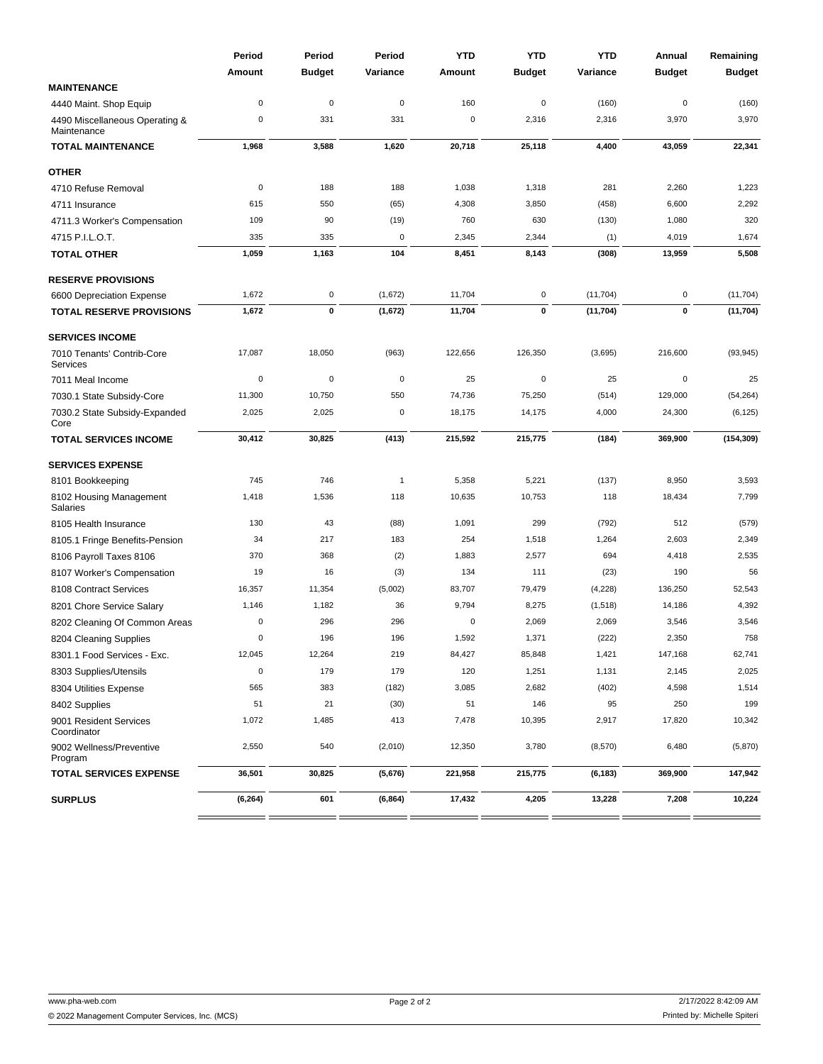| | Period Amount | Period Budget | Period Variance | YTD Amount | YTD Budget | YTD Variance | Annual Budget | Remaining Budget |
|---|---|---|---|---|---|---|---|---|
| **MAINTENANCE** | | | | | | | | |
| 4440 Maint. Shop Equip | 0 | 0 | 0 | 160 | 0 | (160) | 0 | (160) |
| 4490 Miscellaneous Operating & Maintenance | 0 | 331 | 331 | 0 | 2,316 | 2,316 | 3,970 | 3,970 |
| **TOTAL MAINTENANCE** | **1,968** | **3,588** | **1,620** | **20,718** | **25,118** | **4,400** | **43,059** | **22,341** |
| **OTHER** | | | | | | | | |
| 4710 Refuse Removal | 0 | 188 | 188 | 1,038 | 1,318 | 281 | 2,260 | 1,223 |
| 4711 Insurance | 615 | 550 | (65) | 4,308 | 3,850 | (458) | 6,600 | 2,292 |
| 4711.3 Worker's Compensation | 109 | 90 | (19) | 760 | 630 | (130) | 1,080 | 320 |
| 4715 P.I.L.O.T. | 335 | 335 | 0 | 2,345 | 2,344 | (1) | 4,019 | 1,674 |
| **TOTAL OTHER** | **1,059** | **1,163** | **104** | **8,451** | **8,143** | **(308)** | **13,959** | **5,508** |
| **RESERVE PROVISIONS** | | | | | | | | |
| 6600 Depreciation Expense | 1,672 | 0 | (1,672) | 11,704 | 0 | (11,704) | 0 | (11,704) |
| **TOTAL RESERVE PROVISIONS** | **1,672** | **0** | **(1,672)** | **11,704** | **0** | **(11,704)** | **0** | **(11,704)** |
| **SERVICES INCOME** | | | | | | | | |
| 7010 Tenants' Contrib-Core Services | 17,087 | 18,050 | (963) | 122,656 | 126,350 | (3,695) | 216,600 | (93,945) |
| 7011 Meal Income | 0 | 0 | 0 | 25 | 0 | 25 | 0 | 25 |
| 7030.1 State Subsidy-Core | 11,300 | 10,750 | 550 | 74,736 | 75,250 | (514) | 129,000 | (54,264) |
| 7030.2 State Subsidy-Expanded Core | 2,025 | 2,025 | 0 | 18,175 | 14,175 | 4,000 | 24,300 | (6,125) |
| **TOTAL SERVICES INCOME** | **30,412** | **30,825** | **(413)** | **215,592** | **215,775** | **(184)** | **369,900** | **(154,309)** |
| **SERVICES EXPENSE** | | | | | | | | |
| 8101 Bookkeeping | 745 | 746 | 1 | 5,358 | 5,221 | (137) | 8,950 | 3,593 |
| 8102 Housing Management Salaries | 1,418 | 1,536 | 118 | 10,635 | 10,753 | 118 | 18,434 | 7,799 |
| 8105 Health Insurance | 130 | 43 | (88) | 1,091 | 299 | (792) | 512 | (579) |
| 8105.1 Fringe Benefits-Pension | 34 | 217 | 183 | 254 | 1,518 | 1,264 | 2,603 | 2,349 |
| 8106 Payroll Taxes 8106 | 370 | 368 | (2) | 1,883 | 2,577 | 694 | 4,418 | 2,535 |
| 8107 Worker's Compensation | 19 | 16 | (3) | 134 | 111 | (23) | 190 | 56 |
| 8108 Contract Services | 16,357 | 11,354 | (5,002) | 83,707 | 79,479 | (4,228) | 136,250 | 52,543 |
| 8201 Chore Service Salary | 1,146 | 1,182 | 36 | 9,794 | 8,275 | (1,518) | 14,186 | 4,392 |
| 8202 Cleaning Of Common Areas | 0 | 296 | 296 | 0 | 2,069 | 2,069 | 3,546 | 3,546 |
| 8204 Cleaning Supplies | 0 | 196 | 196 | 1,592 | 1,371 | (222) | 2,350 | 758 |
| 8301.1 Food Services - Exc. | 12,045 | 12,264 | 219 | 84,427 | 85,848 | 1,421 | 147,168 | 62,741 |
| 8303 Supplies/Utensils | 0 | 179 | 179 | 120 | 1,251 | 1,131 | 2,145 | 2,025 |
| 8304 Utilities Expense | 565 | 383 | (182) | 3,085 | 2,682 | (402) | 4,598 | 1,514 |
| 8402 Supplies | 51 | 21 | (30) | 51 | 146 | 95 | 250 | 199 |
| 9001 Resident Services Coordinator | 1,072 | 1,485 | 413 | 7,478 | 10,395 | 2,917 | 17,820 | 10,342 |
| 9002 Wellness/Preventive Program | 2,550 | 540 | (2,010) | 12,350 | 3,780 | (8,570) | 6,480 | (5,870) |
| **TOTAL SERVICES EXPENSE** | **36,501** | **30,825** | **(5,676)** | **221,958** | **215,775** | **(6,183)** | **369,900** | **147,942** |
| **SURPLUS** | **(6,264)** | **601** | **(6,864)** | **17,432** | **4,205** | **13,228** | **7,208** | **10,224** |

www.pha-web.com

© 2022 Management Computer Services, Inc. (MCS)

2/17/2022 8:42:09 AM

Printed by: Michelle Spiteri